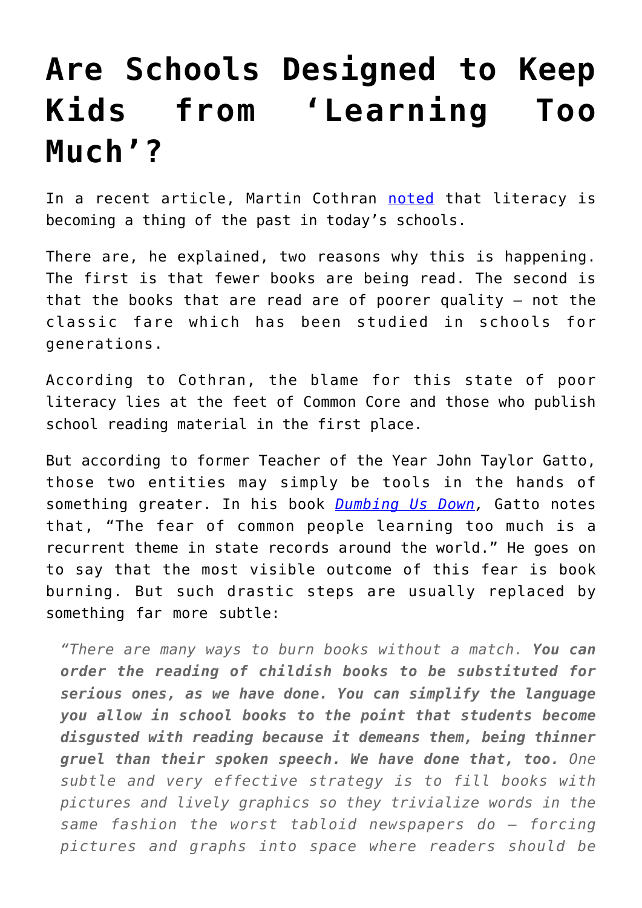# Are Schools Designed to Keep Kids from 'Learning Too Much'?

In a recent article, Martin Cothran [noted](#) that literacy is becoming a thing of the past in today's schools.

There are, he explained, two reasons why this is happening. The first is that fewer books are being read. The second is that the books that are read are of poorer quality – not the classic fare which has been studied in schools for generations.

According to Cothran, the blame for this state of poor literacy lies at the feet of Common Core and those who publish school reading material in the first place.

But according to former Teacher of the Year John Taylor Gatto, those two entities may simply be tools in the hands of something greater. In his book *[Dumbing Us Down](#)*, Gatto notes that, "The fear of common people learning too much is a recurrent theme in state records around the world." He goes on to say that the most visible outcome of this fear is book burning. But such drastic steps are usually replaced by something far more subtle:

> *"There are many ways to burn books without a match.* ***You can order the reading of childish books to be substituted for serious ones, as we have done. You can simplify the language you allow in school books to the point that students become disgusted with reading because it demeans them, being thinner gruel than their spoken speech. We have done that, too.*** *One subtle and very effective strategy is to fill books with pictures and lively graphics so they trivialize words in the same fashion the worst tabloid newspapers do – forcing pictures and graphs into space where readers should be*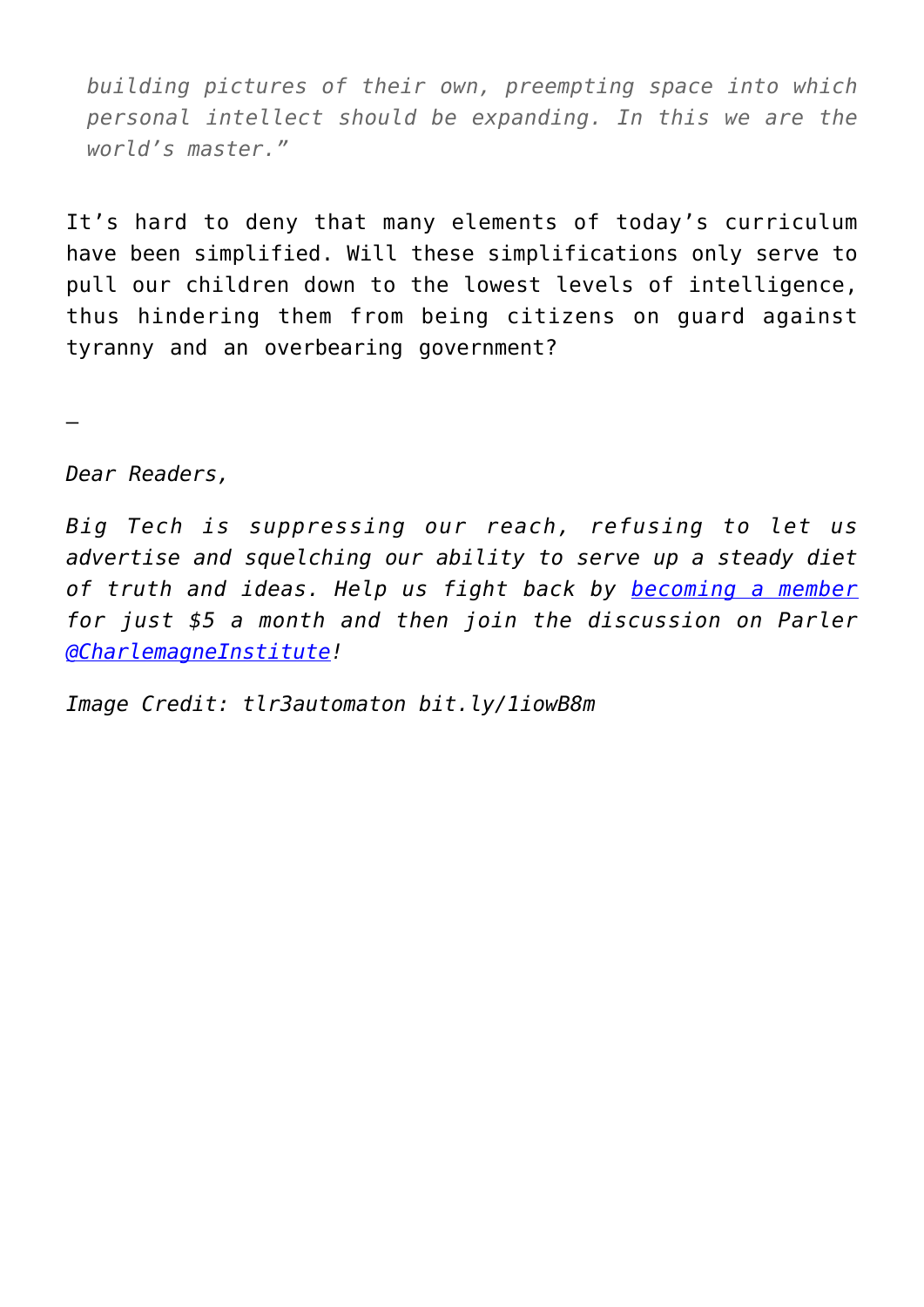> *building pictures of their own, preempting space into which personal intellect should be expanding. In this we are the world's master."*

It's hard to deny that many elements of today's curriculum have been simplified. Will these simplifications only serve to pull our children down to the lowest levels of intelligence, thus hindering them from being citizens on guard against tyranny and an overbearing government?

—

*Dear Readers,*

*Big Tech is suppressing our reach, refusing to let us advertise and squelching our ability to serve up a steady diet of truth and ideas. Help us fight back by [becoming a member] for just $5 a month and then join the discussion on Parler [@CharlemagneInstitute]!*

*Image Credit: tlr3automaton bit.ly/1iowB8m*